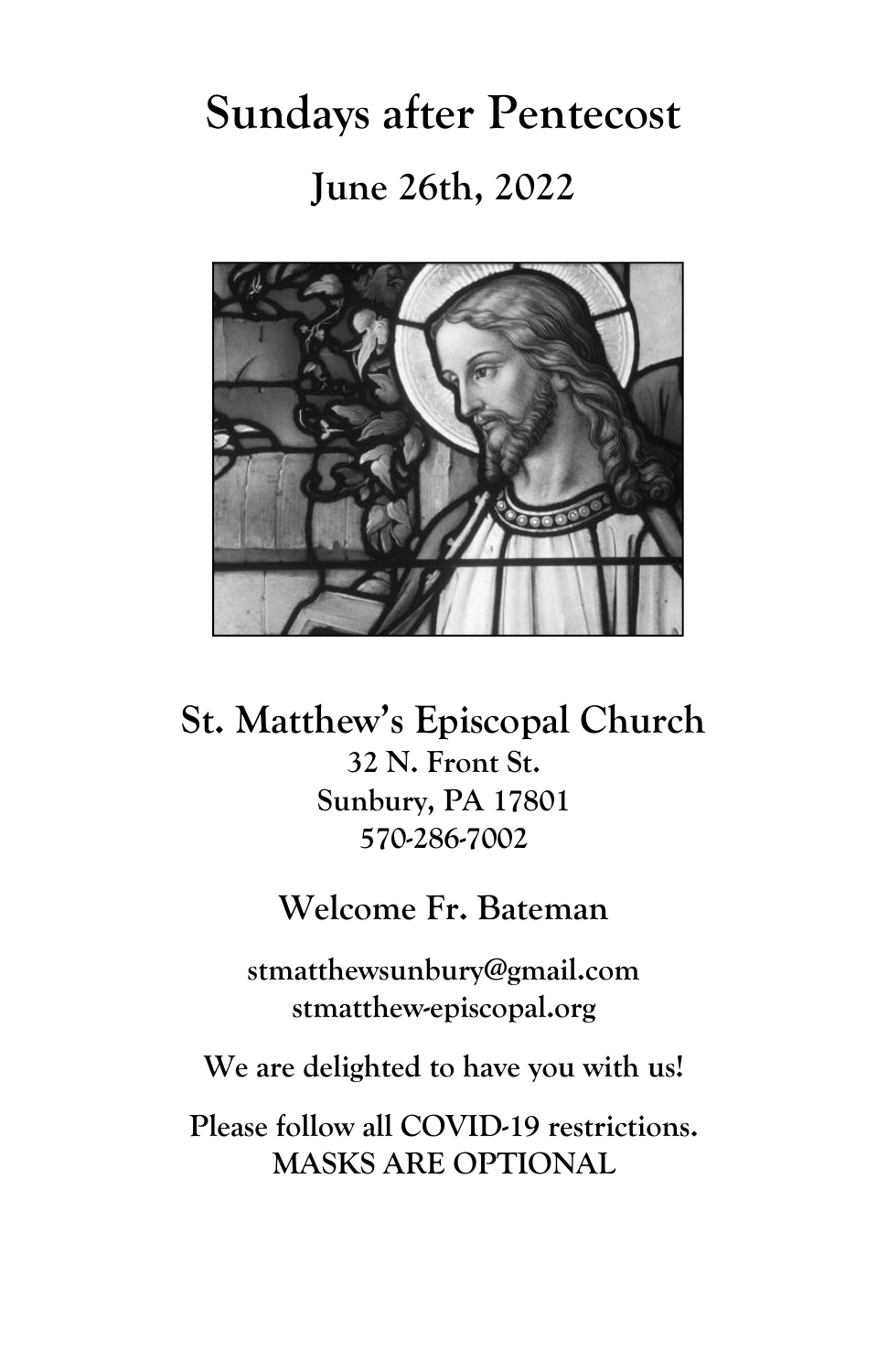# Sundays after Pentecost

## June 26th, 2022

## St. Matthew's Episcopal Church

**32 N. Front St.**
**Sunbury, PA 17801**
**570-286-7002**

## Welcome Fr. Bateman

**stmatthewsunbury@gmail.com**
**stmatthew-episcopal.org**

**We are delighted to have you with us!**

**Please follow all COVID-19 restrictions.**
**MASKS ARE OPTIONAL**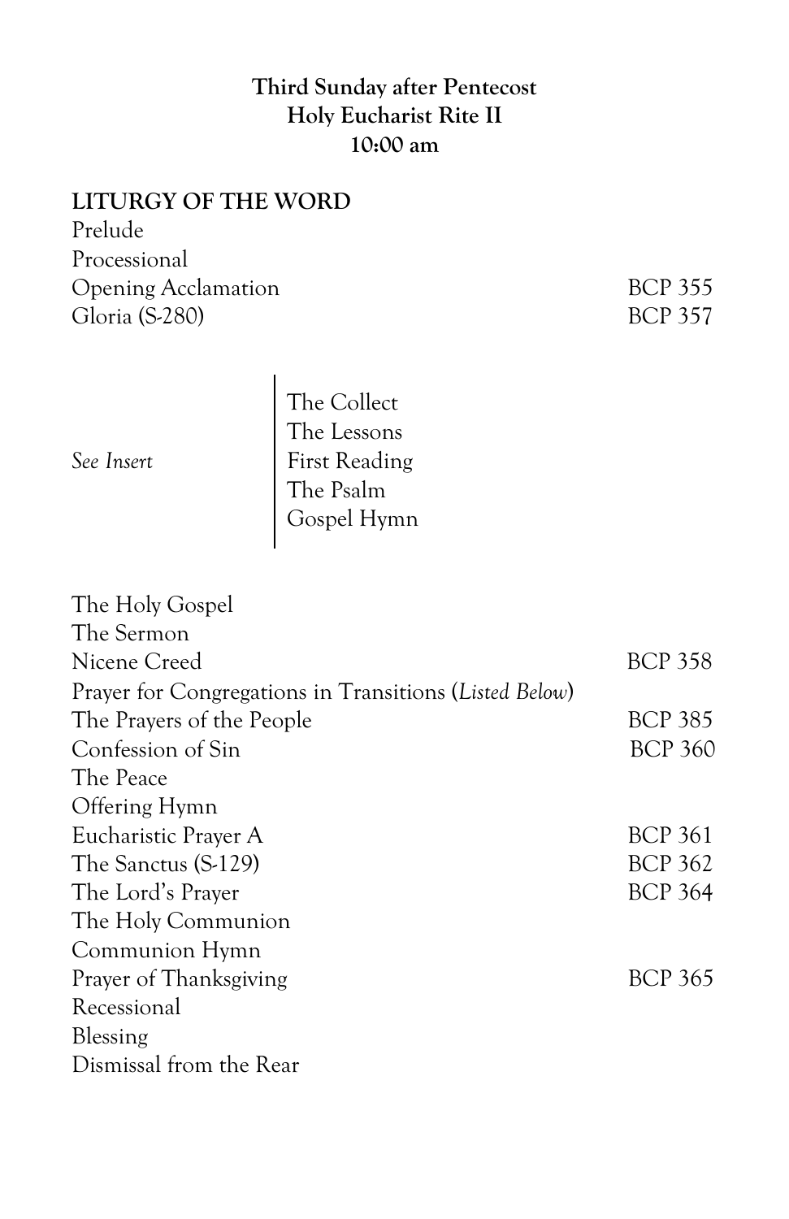**Third Sunday after Pentecost**
**Holy Eucharist Rite II**
**10:00 am**

## LITURGY OF THE WORD

| | |
|---|---|
| Prelude | |
| Processional | |
| Opening Acclamation | BCP 355 |
| Gloria (S-280) | BCP 357 |

*See Insert*

- The Collect
- The Lessons
- First Reading
- The Psalm
- Gospel Hymn

| | |
|---|---|
| The Holy Gospel | |
| The Sermon | |
| Nicene Creed | BCP 358 |
| Prayer for Congregations in Transitions (*Listed Below*) | |
| The Prayers of the People | BCP 385 |
| Confession of Sin | BCP 360 |
| The Peace | |
| Offering Hymn | |
| Eucharistic Prayer A | BCP 361 |
| The Sanctus (S-129) | BCP 362 |
| The Lord's Prayer | BCP 364 |
| The Holy Communion | |
| Communion Hymn | |
| Prayer of Thanksgiving | BCP 365 |
| Recessional | |
| Blessing | |
| Dismissal from the Rear | |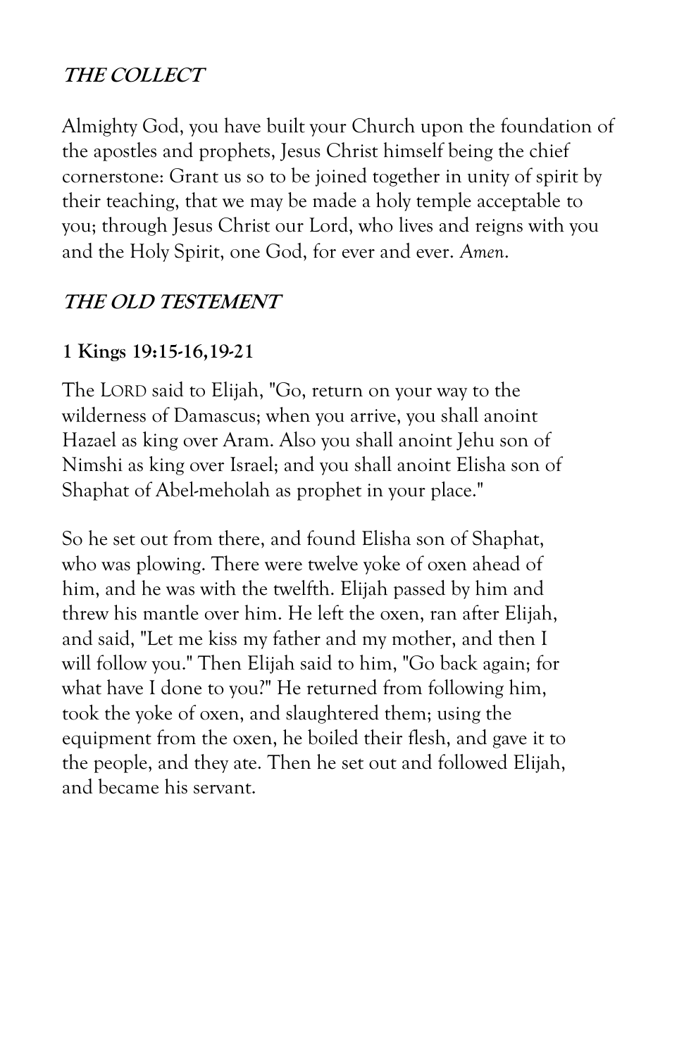## ***THE COLLECT***

Almighty God, you have built your Church upon the foundation of the apostles and prophets, Jesus Christ himself being the chief cornerstone: Grant us so to be joined together in unity of spirit by their teaching, that we may be made a holy temple acceptable to you; through Jesus Christ our Lord, who lives and reigns with you and the Holy Spirit, one God, for ever and ever. *Amen.*

## ***THE OLD TESTEMENT***

**1 Kings 19:15-16,19-21**

The LORD said to Elijah, "Go, return on your way to the wilderness of Damascus; when you arrive, you shall anoint Hazael as king over Aram. Also you shall anoint Jehu son of Nimshi as king over Israel; and you shall anoint Elisha son of Shaphat of Abel-meholah as prophet in your place."

So he set out from there, and found Elisha son of Shaphat, who was plowing. There were twelve yoke of oxen ahead of him, and he was with the twelfth. Elijah passed by him and threw his mantle over him. He left the oxen, ran after Elijah, and said, "Let me kiss my father and my mother, and then I will follow you." Then Elijah said to him, "Go back again; for what have I done to you?" He returned from following him, took the yoke of oxen, and slaughtered them; using the equipment from the oxen, he boiled their flesh, and gave it to the people, and they ate. Then he set out and followed Elijah, and became his servant.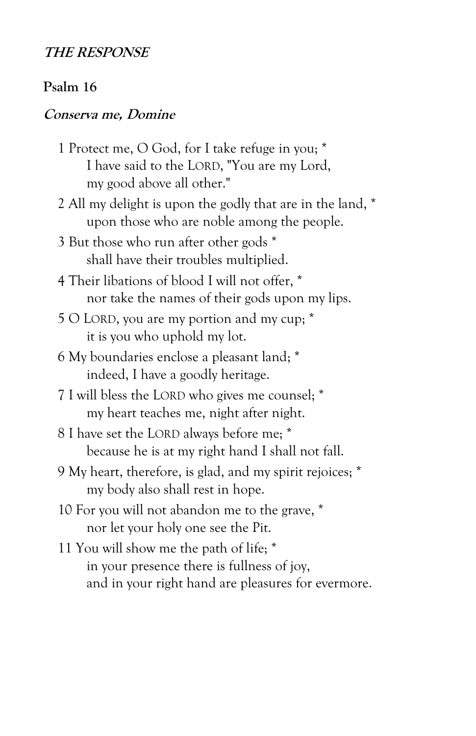### *THE RESPONSE*

**Psalm 16**

***Conserva me, Domine***

1 Protect me, O God, for I take refuge in you; *
    I have said to the LORD, "You are my Lord,
    my good above all other."

2 All my delight is upon the godly that are in the land, *
    upon those who are noble among the people.

3 But those who run after other gods *
    shall have their troubles multiplied.

4 Their libations of blood I will not offer, *
    nor take the names of their gods upon my lips.

5 O LORD, you are my portion and my cup; *
    it is you who uphold my lot.

6 My boundaries enclose a pleasant land; *
    indeed, I have a goodly heritage.

7 I will bless the LORD who gives me counsel; *
    my heart teaches me, night after night.

8 I have set the LORD always before me; *
    because he is at my right hand I shall not fall.

9 My heart, therefore, is glad, and my spirit rejoices; *
    my body also shall rest in hope.

10 For you will not abandon me to the grave, *
    nor let your holy one see the Pit.

11 You will show me the path of life; *
    in your presence there is fullness of joy,
    and in your right hand are pleasures for evermore.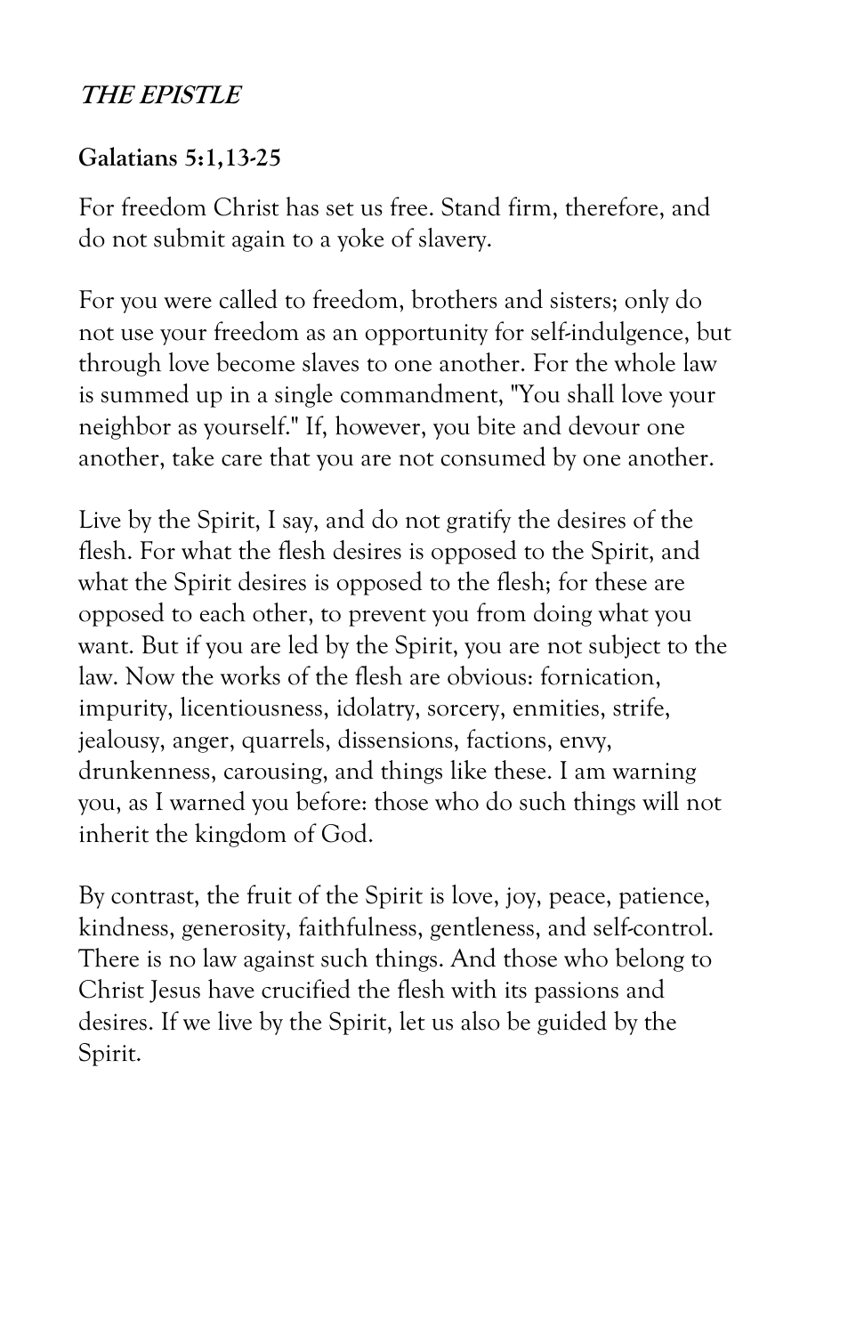## ***THE EPISTLE***

**Galatians 5:1,13-25**

For freedom Christ has set us free. Stand firm, therefore, and do not submit again to a yoke of slavery.

For you were called to freedom, brothers and sisters; only do not use your freedom as an opportunity for self-indulgence, but through love become slaves to one another. For the whole law is summed up in a single commandment, "You shall love your neighbor as yourself." If, however, you bite and devour one another, take care that you are not consumed by one another.

Live by the Spirit, I say, and do not gratify the desires of the flesh. For what the flesh desires is opposed to the Spirit, and what the Spirit desires is opposed to the flesh; for these are opposed to each other, to prevent you from doing what you want. But if you are led by the Spirit, you are not subject to the law. Now the works of the flesh are obvious: fornication, impurity, licentiousness, idolatry, sorcery, enmities, strife, jealousy, anger, quarrels, dissensions, factions, envy, drunkenness, carousing, and things like these. I am warning you, as I warned you before: those who do such things will not inherit the kingdom of God.

By contrast, the fruit of the Spirit is love, joy, peace, patience, kindness, generosity, faithfulness, gentleness, and self-control. There is no law against such things. And those who belong to Christ Jesus have crucified the flesh with its passions and desires. If we live by the Spirit, let us also be guided by the Spirit.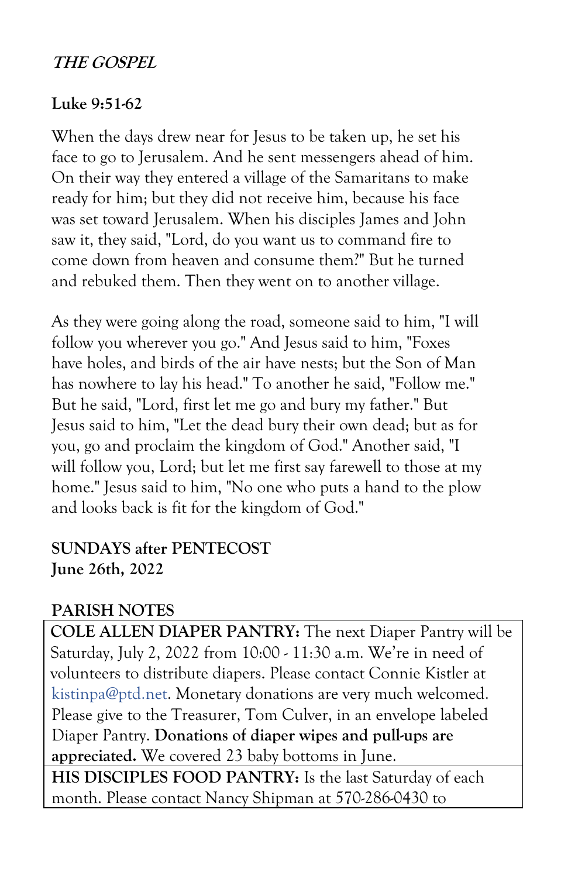## *THE GOSPEL*

**Luke 9:51-62**

When the days drew near for Jesus to be taken up, he set his face to go to Jerusalem. And he sent messengers ahead of him. On their way they entered a village of the Samaritans to make ready for him; but they did not receive him, because his face was set toward Jerusalem. When his disciples James and John saw it, they said, "Lord, do you want us to command fire to come down from heaven and consume them?" But he turned and rebuked them. Then they went on to another village.

As they were going along the road, someone said to him, "I will follow you wherever you go." And Jesus said to him, "Foxes have holes, and birds of the air have nests; but the Son of Man has nowhere to lay his head." To another he said, "Follow me." But he said, "Lord, first let me go and bury my father." But Jesus said to him, "Let the dead bury their own dead; but as for you, go and proclaim the kingdom of God." Another said, "I will follow you, Lord; but let me first say farewell to those at my home." Jesus said to him, "No one who puts a hand to the plow and looks back is fit for the kingdom of God."

**SUNDAYS after PENTECOST**
**June 26th, 2022**

**PARISH NOTES**

**COLE ALLEN DIAPER PANTRY:** The next Diaper Pantry will be Saturday, July 2, 2022 from 10:00 - 11:30 a.m. We're in need of volunteers to distribute diapers. Please contact Connie Kistler at kistinpa@ptd.net. Monetary donations are very much welcomed. Please give to the Treasurer, Tom Culver, in an envelope labeled Diaper Pantry. **Donations of diaper wipes and pull-ups are appreciated.** We covered 23 baby bottoms in June.

**HIS DISCIPLES FOOD PANTRY:** Is the last Saturday of each month. Please contact Nancy Shipman at 570-286-0430 to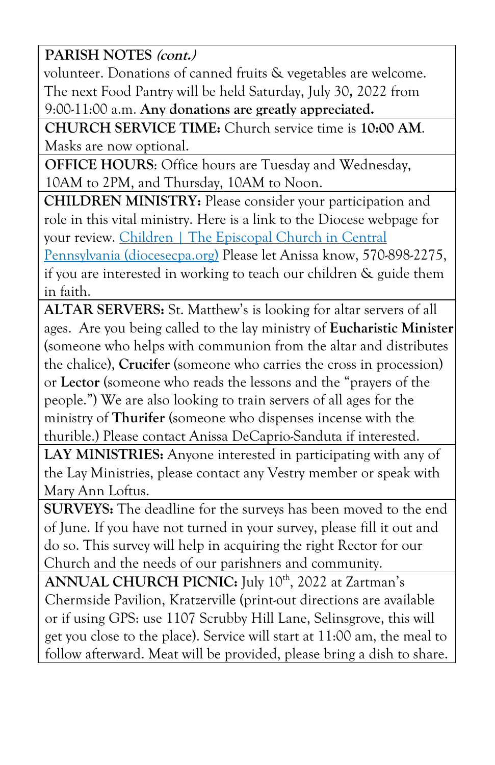**PARISH NOTES *(cont.)***

volunteer. Donations of canned fruits & vegetables are welcome. The next Food Pantry will be held Saturday, July 30**,** 2022 from 9:00-11:00 a.m. **Any donations are greatly appreciated.**

**CHURCH SERVICE TIME:** Church service time is **10:00 AM**. Masks are now optional.

**OFFICE HOURS**: Office hours are Tuesday and Wednesday, 10AM to 2PM, and Thursday, 10AM to Noon.

**CHILDREN MINISTRY:** Please consider your participation and role in this vital ministry. Here is a link to the Diocese webpage for your review. [Children | The Episcopal Church in Central Pennsylvania (diocesecpa.org)](diocesecpa.org) Please let Anissa know, 570-898-2275, if you are interested in working to teach our children & guide them in faith.

**ALTAR SERVERS:** St. Matthew's is looking for altar servers of all ages. Are you being called to the lay ministry of **Eucharistic Minister** (someone who helps with communion from the altar and distributes the chalice), **Crucifer** (someone who carries the cross in procession) or **Lector** (someone who reads the lessons and the "prayers of the people.") We are also looking to train servers of all ages for the ministry of **Thurifer** (someone who dispenses incense with the thurible.) Please contact Anissa DeCaprio-Sanduta if interested.

**LAY MINISTRIES:** Anyone interested in participating with any of the Lay Ministries, please contact any Vestry member or speak with Mary Ann Loftus.

**SURVEYS:** The deadline for the surveys has been moved to the end of June. If you have not turned in your survey, please fill it out and do so. This survey will help in acquiring the right Rector for our Church and the needs of our parishners and community.

**ANNUAL CHURCH PICNIC:** July 10th, 2022 at Zartman's Chermside Pavilion, Kratzerville (print-out directions are available or if using GPS: use 1107 Scrubby Hill Lane, Selinsgrove, this will get you close to the place). Service will start at 11:00 am, the meal to follow afterward. Meat will be provided, please bring a dish to share.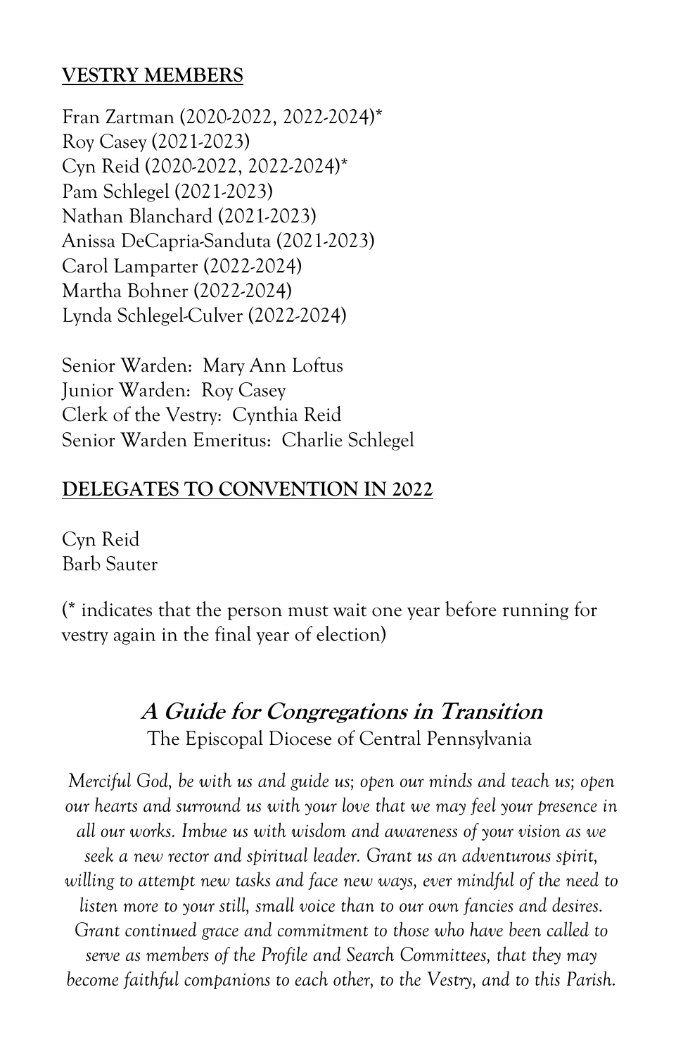**VESTRY MEMBERS**

Fran Zartman (2020-2022, 2022-2024)*
Roy Casey (2021-2023)
Cyn Reid (2020-2022, 2022-2024)*
Pam Schlegel (2021-2023)
Nathan Blanchard (2021-2023)
Anissa DeCapria-Sanduta (2021-2023)
Carol Lamparter (2022-2024)
Martha Bohner (2022-2024)
Lynda Schlegel-Culver (2022-2024)

Senior Warden: Mary Ann Loftus
Junior Warden: Roy Casey
Clerk of the Vestry: Cynthia Reid
Senior Warden Emeritus: Charlie Schlegel

**DELEGATES TO CONVENTION IN 2022**

Cyn Reid
Barb Sauter

(* indicates that the person must wait one year before running for vestry again in the final year of election)

## *A Guide for Congregations in Transition*

The Episcopal Diocese of Central Pennsylvania

*Merciful God, be with us and guide us; open our minds and teach us; open our hearts and surround us with your love that we may feel your presence in all our works. Imbue us with wisdom and awareness of your vision as we seek a new rector and spiritual leader. Grant us an adventurous spirit, willing to attempt new tasks and face new ways, ever mindful of the need to listen more to your still, small voice than to our own fancies and desires. Grant continued grace and commitment to those who have been called to serve as members of the Profile and Search Committees, that they may become faithful companions to each other, to the Vestry, and to this Parish.*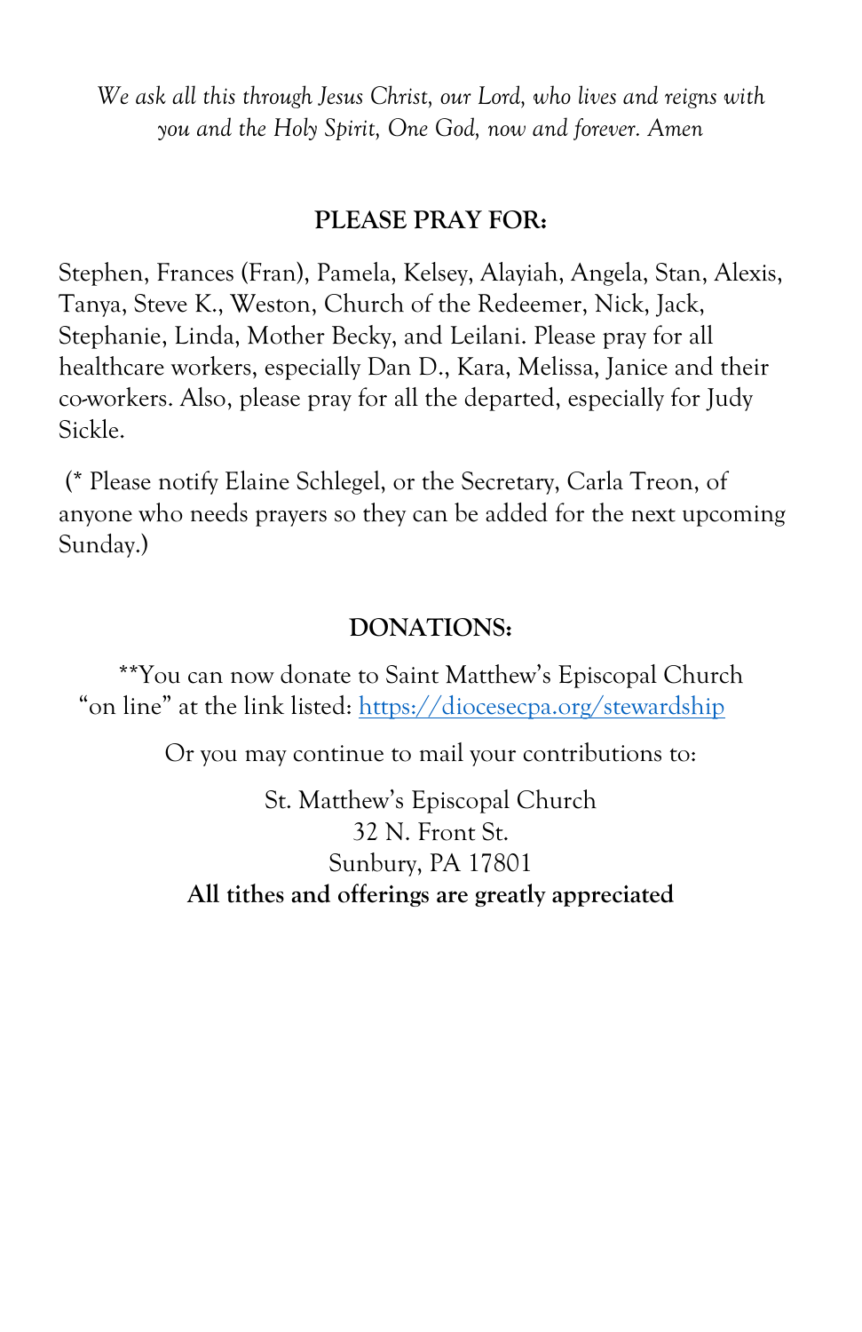*We ask all this through Jesus Christ, our Lord, who lives and reigns with you and the Holy Spirit, One God, now and forever. Amen*

**PLEASE PRAY FOR:**

Stephen, Frances (Fran), Pamela, Kelsey, Alayiah, Angela, Stan, Alexis, Tanya, Steve K., Weston, Church of the Redeemer, Nick, Jack, Stephanie, Linda, Mother Becky, and Leilani. Please pray for all healthcare workers, especially Dan D., Kara, Melissa, Janice and their co-workers. Also, please pray for all the departed, especially for Judy Sickle.

(* Please notify Elaine Schlegel, or the Secretary, Carla Treon, of anyone who needs prayers so they can be added for the next upcoming Sunday.)

**DONATIONS:**

**You can now donate to Saint Matthew's Episcopal Church "on line" at the link listed: [https://diocesecpa.org/stewardship](https://diocesecpa.org/stewardship)

Or you may continue to mail your contributions to:

St. Matthew's Episcopal Church
32 N. Front St.
Sunbury, PA 17801

**All tithes and offerings are greatly appreciated**